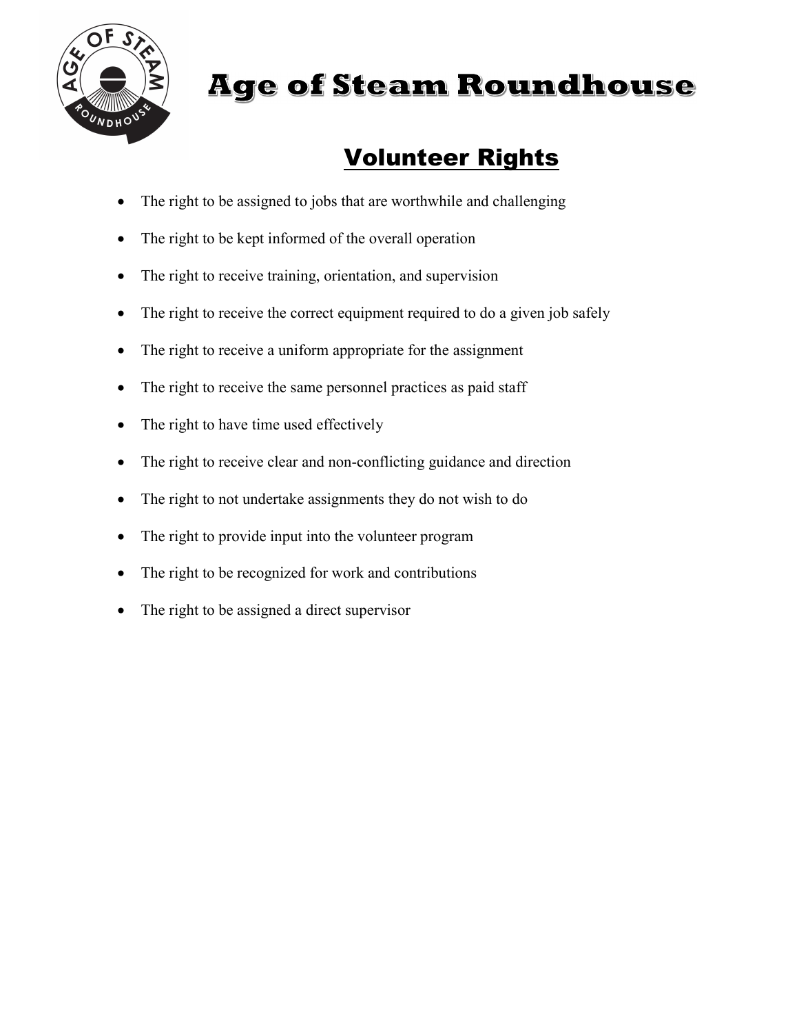# Age of Steam Roundhouse

## Volunteer Rights

- The right to be assigned to jobs that are worthwhile and challenging
- The right to be kept informed of the overall operation
- The right to receive training, orientation, and supervision
- The right to receive the correct equipment required to do a given job safely
- The right to receive a uniform appropriate for the assignment
- The right to receive the same personnel practices as paid staff
- The right to have time used effectively
- The right to receive clear and non-conflicting guidance and direction
- The right to not undertake assignments they do not wish to do
- The right to provide input into the volunteer program
- The right to be recognized for work and contributions
- The right to be assigned a direct supervisor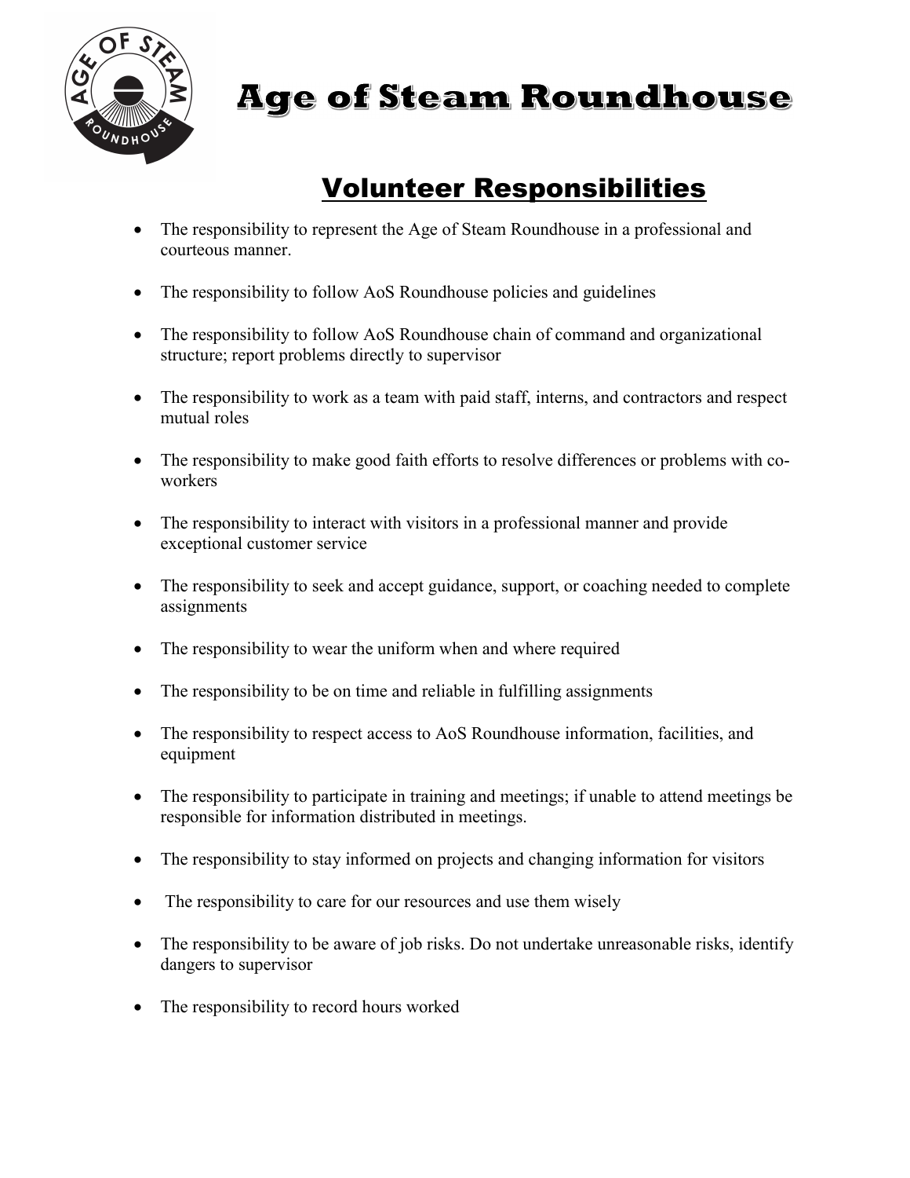# Age of Steam Roundhouse

## Volunteer Responsibilities

- The responsibility to represent the Age of Steam Roundhouse in a professional and courteous manner.
- The responsibility to follow AoS Roundhouse policies and guidelines
- The responsibility to follow AoS Roundhouse chain of command and organizational structure; report problems directly to supervisor
- The responsibility to work as a team with paid staff, interns, and contractors and respect mutual roles
- The responsibility to make good faith efforts to resolve differences or problems with co-workers
- The responsibility to interact with visitors in a professional manner and provide exceptional customer service
- The responsibility to seek and accept guidance, support, or coaching needed to complete assignments
- The responsibility to wear the uniform when and where required
- The responsibility to be on time and reliable in fulfilling assignments
- The responsibility to respect access to AoS Roundhouse information, facilities, and equipment
- The responsibility to participate in training and meetings; if unable to attend meetings be responsible for information distributed in meetings.
- The responsibility to stay informed on projects and changing information for visitors
- The responsibility to care for our resources and use them wisely
- The responsibility to be aware of job risks. Do not undertake unreasonable risks, identify dangers to supervisor
- The responsibility to record hours worked